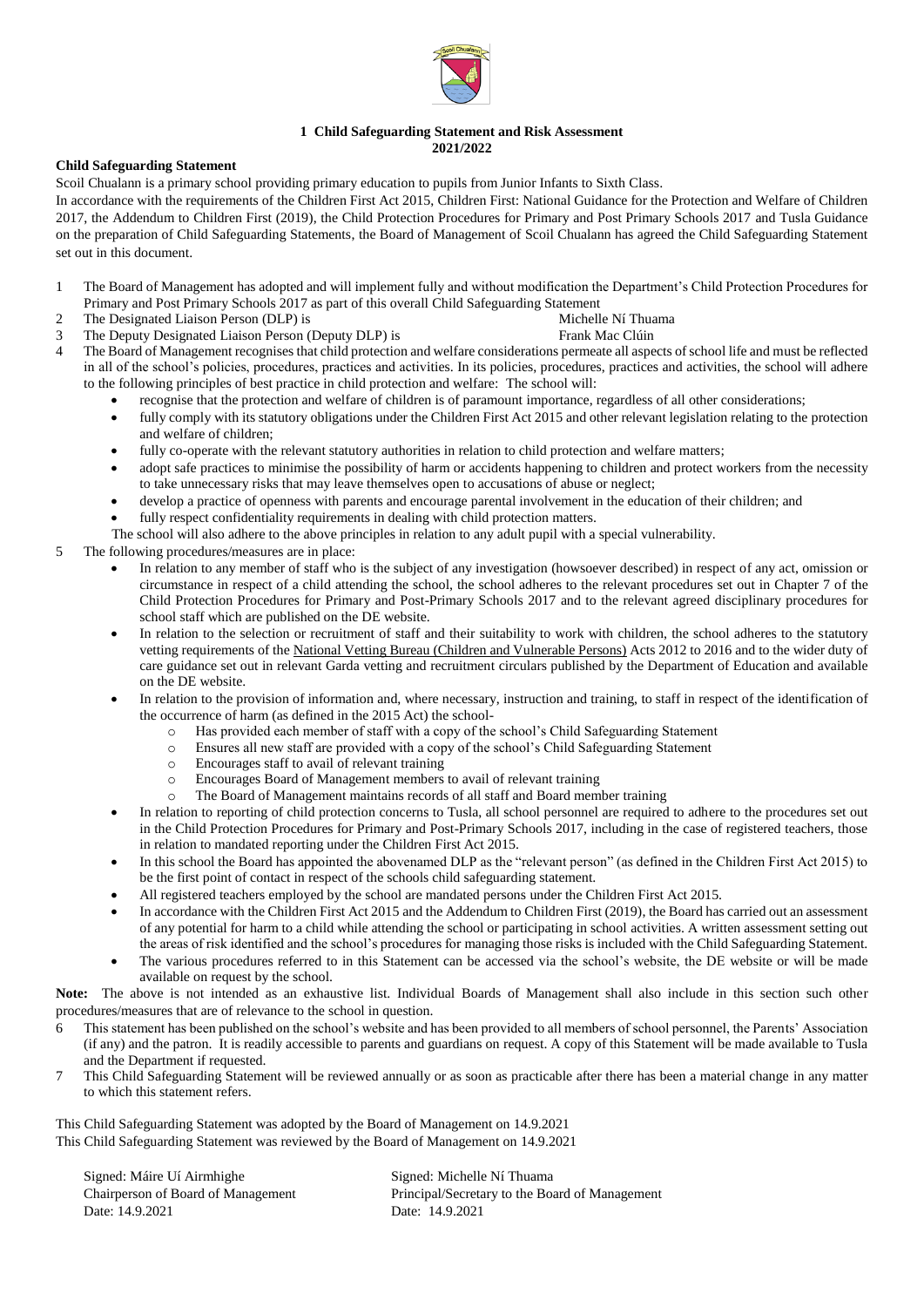# 1 Child Safeguarding Statement and Risk Assessment 2021/2022

**Child Safeguarding Statement**

Scoil Chualann is a primary school providing primary education to pupils from Junior Infants to Sixth Class.

In accordance with the requirements of the Children First Act 2015, Children First: National Guidance for the Protection and Welfare of Children 2017, the Addendum to Children First (2019), the Child Protection Procedures for Primary and Post Primary Schools 2017 and Tusla Guidance on the preparation of Child Safeguarding Statements, the Board of Management of Scoil Chualann has agreed the Child Safeguarding Statement set out in this document.

1. The Board of Management has adopted and will implement fully and without modification the Department's Child Protection Procedures for Primary and Post Primary Schools 2017 as part of this overall Child Safeguarding Statement
2. The Designated Liaison Person (DLP) is Michelle Ní Thuama
3. The Deputy Designated Liaison Person (Deputy DLP) is Frank Mac Clúin
4. The Board of Management recognises that child protection and welfare considerations permeate all aspects of school life and must be reflected in all of the school's policies, procedures, practices and activities. In its policies, procedures, practices and activities, the school will adhere to the following principles of best practice in child protection and welfare: The school will:
   - recognise that the protection and welfare of children is of paramount importance, regardless of all other considerations;
   - fully comply with its statutory obligations under the Children First Act 2015 and other relevant legislation relating to the protection and welfare of children;
   - fully co-operate with the relevant statutory authorities in relation to child protection and welfare matters;
   - adopt safe practices to minimise the possibility of harm or accidents happening to children and protect workers from the necessity to take unnecessary risks that may leave themselves open to accusations of abuse or neglect;
   - develop a practice of openness with parents and encourage parental involvement in the education of their children; and
   - fully respect confidentiality requirements in dealing with child protection matters.

   The school will also adhere to the above principles in relation to any adult pupil with a special vulnerability.
5. The following procedures/measures are in place:
   - In relation to any member of staff who is the subject of any investigation (howsoever described) in respect of any act, omission or circumstance in respect of a child attending the school, the school adheres to the relevant procedures set out in Chapter 7 of the Child Protection Procedures for Primary and Post-Primary Schools 2017 and to the relevant agreed disciplinary procedures for school staff which are published on the DE website.
   - In relation to the selection or recruitment of staff and their suitability to work with children, the school adheres to the statutory vetting requirements of the National Vetting Bureau (Children and Vulnerable Persons) Acts 2012 to 2016 and to the wider duty of care guidance set out in relevant Garda vetting and recruitment circulars published by the Department of Education and available on the DE website.
   - In relation to the provision of information and, where necessary, instruction and training, to staff in respect of the identification of the occurrence of harm (as defined in the 2015 Act) the school-
     - Has provided each member of staff with a copy of the school's Child Safeguarding Statement
     - Ensures all new staff are provided with a copy of the school's Child Safeguarding Statement
     - Encourages staff to avail of relevant training
     - Encourages Board of Management members to avail of relevant training
     - The Board of Management maintains records of all staff and Board member training
   - In relation to reporting of child protection concerns to Tusla, all school personnel are required to adhere to the procedures set out in the Child Protection Procedures for Primary and Post-Primary Schools 2017, including in the case of registered teachers, those in relation to mandated reporting under the Children First Act 2015.
   - In this school the Board has appointed the abovenamed DLP as the "relevant person" (as defined in the Children First Act 2015) to be the first point of contact in respect of the schools child safeguarding statement.
   - All registered teachers employed by the school are mandated persons under the Children First Act 2015.
   - In accordance with the Children First Act 2015 and the Addendum to Children First (2019), the Board has carried out an assessment of any potential for harm to a child while attending the school or participating in school activities. A written assessment setting out the areas of risk identified and the school's procedures for managing those risks is included with the Child Safeguarding Statement.
   - The various procedures referred to in this Statement can be accessed via the school's website, the DE website or will be made available on request by the school.

**Note:** The above is not intended as an exhaustive list. Individual Boards of Management shall also include in this section such other procedures/measures that are of relevance to the school in question.

6. This statement has been published on the school's website and has been provided to all members of school personnel, the Parents' Association (if any) and the patron. It is readily accessible to parents and guardians on request. A copy of this Statement will be made available to Tusla and the Department if requested.
7. This Child Safeguarding Statement will be reviewed annually or as soon as practicable after there has been a material change in any matter to which this statement refers.

This Child Safeguarding Statement was adopted by the Board of Management on 14.9.2021
This Child Safeguarding Statement was reviewed by the Board of Management on 14.9.2021

Signed: Máire Uí Airmhighe
Chairperson of Board of Management
Date: 14.9.2021

Signed: Michelle Ní Thuama
Principal/Secretary to the Board of Management
Date: 14.9.2021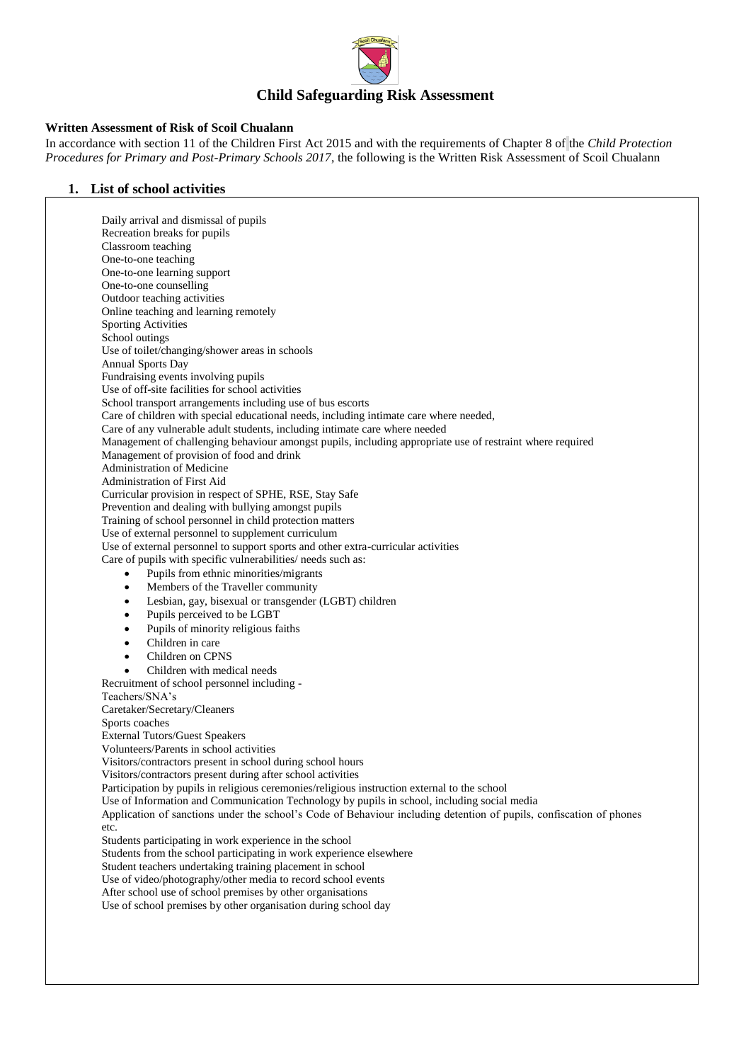# Child Safeguarding Risk Assessment

**Written Assessment of Risk of Scoil Chualann**

In accordance with section 11 of the Children First Act 2015 and with the requirements of Chapter 8 of the *Child Protection Procedures for Primary and Post-Primary Schools 2017*, the following is the Written Risk Assessment of Scoil Chualann

## 1. List of school activities

Daily arrival and dismissal of pupils
Recreation breaks for pupils
Classroom teaching
One-to-one teaching
One-to-one learning support
One-to-one counselling
Outdoor teaching activities
Online teaching and learning remotely
Sporting Activities
School outings
Use of toilet/changing/shower areas in schools
Annual Sports Day
Fundraising events involving pupils
Use of off-site facilities for school activities
School transport arrangements including use of bus escorts
Care of children with special educational needs, including intimate care where needed,
Care of any vulnerable adult students, including intimate care where needed
Management of challenging behaviour amongst pupils, including appropriate use of restraint where required
Management of provision of food and drink
Administration of Medicine
Administration of First Aid
Curricular provision in respect of SPHE, RSE, Stay Safe
Prevention and dealing with bullying amongst pupils
Training of school personnel in child protection matters
Use of external personnel to supplement curriculum
Use of external personnel to support sports and other extra-curricular activities
Care of pupils with specific vulnerabilities/ needs such as:

- Pupils from ethnic minorities/migrants
- Members of the Traveller community
- Lesbian, gay, bisexual or transgender (LGBT) children
- Pupils perceived to be LGBT
- Pupils of minority religious faiths
- Children in care
- Children on CPNS
- Children with medical needs

Recruitment of school personnel including -
Teachers/SNA's
Caretaker/Secretary/Cleaners
Sports coaches
External Tutors/Guest Speakers
Volunteers/Parents in school activities
Visitors/contractors present in school during school hours
Visitors/contractors present during after school activities
Participation by pupils in religious ceremonies/religious instruction external to the school
Use of Information and Communication Technology by pupils in school, including social media
Application of sanctions under the school's Code of Behaviour including detention of pupils, confiscation of phones etc.
Students participating in work experience in the school
Students from the school participating in work experience elsewhere
Student teachers undertaking training placement in school
Use of video/photography/other media to record school events
After school use of school premises by other organisations
Use of school premises by other organisation during school day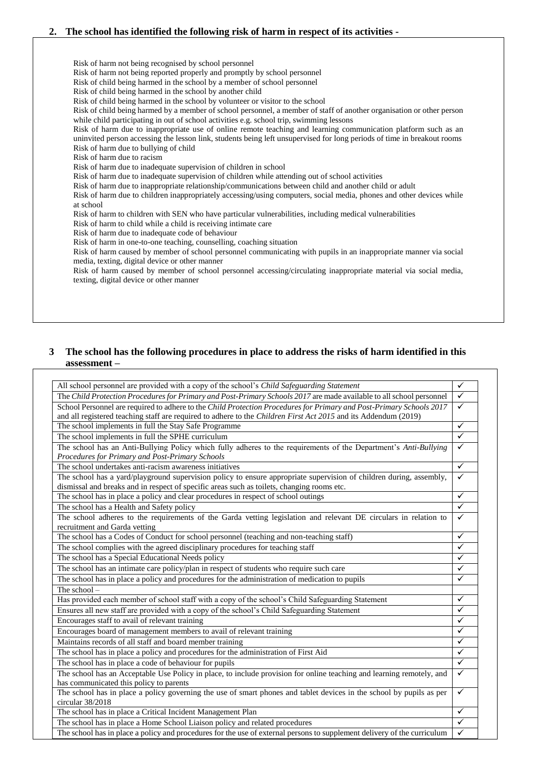## 2. The school has identified the following risk of harm in respect of its activities -

Risk of harm not being recognised by school personnel
Risk of harm not being reported properly and promptly by school personnel
Risk of child being harmed in the school by a member of school personnel
Risk of child being harmed in the school by another child
Risk of child being harmed in the school by volunteer or visitor to the school
Risk of child being harmed by a member of school personnel, a member of staff of another organisation or other person while child participating in out of school activities e.g. school trip, swimming lessons
Risk of harm due to inappropriate use of online remote teaching and learning communication platform such as an uninvited person accessing the lesson link, students being left unsupervised for long periods of time in breakout rooms
Risk of harm due to bullying of child
Risk of harm due to racism
Risk of harm due to inadequate supervision of children in school
Risk of harm due to inadequate supervision of children while attending out of school activities
Risk of harm due to inappropriate relationship/communications between child and another child or adult
Risk of harm due to children inappropriately accessing/using computers, social media, phones and other devices while at school
Risk of harm to children with SEN who have particular vulnerabilities, including medical vulnerabilities
Risk of harm to child while a child is receiving intimate care
Risk of harm due to inadequate code of behaviour
Risk of harm in one-to-one teaching, counselling, coaching situation
Risk of harm caused by member of school personnel communicating with pupils in an inappropriate manner via social media, texting, digital device or other manner
Risk of harm caused by member of school personnel accessing/circulating inappropriate material via social media, texting, digital device or other manner

## 3 The school has the following procedures in place to address the risks of harm identified in this assessment –

| | |
|---|---|
| All school personnel are provided with a copy of the school's *Child Safeguarding Statement* | ✓ |
| The *Child Protection Procedures for Primary and Post-Primary Schools 2017* are made available to all school personnel | ✓ |
| School Personnel are required to adhere to the *Child Protection Procedures for Primary and Post-Primary Schools 2017* and all registered teaching staff are required to adhere to the *Children First Act 2015* and its Addendum (2019) | ✓ |
| The school implements in full the Stay Safe Programme | ✓ |
| The school implements in full the SPHE curriculum | ✓ |
| The school has an Anti-Bullying Policy which fully adheres to the requirements of the Department's *Anti-Bullying Procedures for Primary and Post-Primary Schools* | ✓ |
| The school undertakes anti-racism awareness initiatives | ✓ |
| The school has a yard/playground supervision policy to ensure appropriate supervision of children during, assembly, dismissal and breaks and in respect of specific areas such as toilets, changing rooms etc. | ✓ |
| The school has in place a policy and clear procedures in respect of school outings | ✓ |
| The school has a Health and Safety policy | ✓ |
| The school adheres to the requirements of the Garda vetting legislation and relevant DE circulars in relation to recruitment and Garda vetting | ✓ |
| The school has a Codes of Conduct for school personnel (teaching and non-teaching staff) | ✓ |
| The school complies with the agreed disciplinary procedures for teaching staff | ✓ |
| The school has a Special Educational Needs policy | ✓ |
| The school has an intimate care policy/plan in respect of students who require such care | ✓ |
| The school has in place a policy and procedures for the administration of medication to pupils | ✓ |
| The school – | |
| Has provided each member of school staff with a copy of the school's Child Safeguarding Statement | ✓ |
| Ensures all new staff are provided with a copy of the school's Child Safeguarding Statement | ✓ |
| Encourages staff to avail of relevant training | ✓ |
| Encourages board of management members to avail of relevant training | ✓ |
| Maintains records of all staff and board member training | ✓ |
| The school has in place a policy and procedures for the administration of First Aid | ✓ |
| The school has in place a code of behaviour for pupils | ✓ |
| The school has an Acceptable Use Policy in place, to include provision for online teaching and learning remotely, and has communicated this policy to parents | ✓ |
| The school has in place a policy governing the use of smart phones and tablet devices in the school by pupils as per circular 38/2018 | ✓ |
| The school has in place a Critical Incident Management Plan | ✓ |
| The school has in place a Home School Liaison policy and related procedures | ✓ |
| The school has in place a policy and procedures for the use of external persons to supplement delivery of the curriculum | ✓ |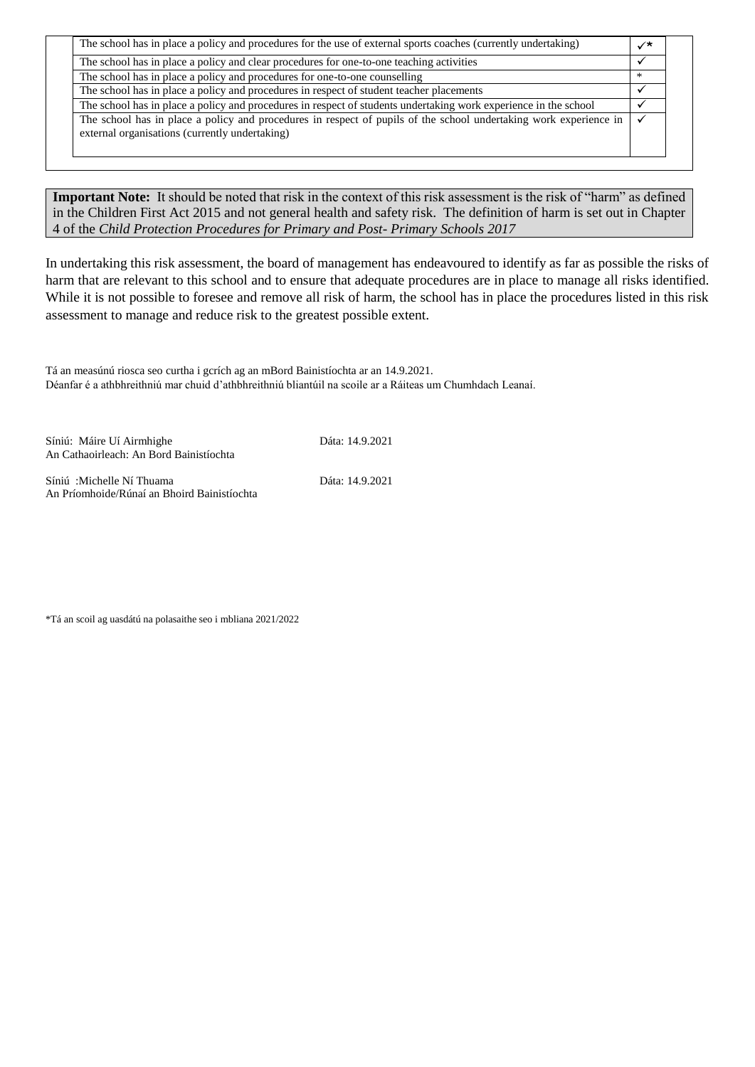| | |
|---|---|
| The school has in place a policy and procedures for the use of external sports coaches (currently undertaking) | ✓* |
| The school has in place a policy and clear procedures for one-to-one teaching activities | ✓ |
| The school has in place a policy and procedures for one-to-one counselling | * |
| The school has in place a policy and procedures in respect of student teacher placements | ✓ |
| The school has in place a policy and procedures in respect of students undertaking work experience in the school | ✓ |
| The school has in place a policy and procedures in respect of pupils of the school undertaking work experience in external organisations (currently undertaking) | ✓ |

**Important Note:** It should be noted that risk in the context of this risk assessment is the risk of "harm" as defined in the Children First Act 2015 and not general health and safety risk. The definition of harm is set out in Chapter 4 of the *Child Protection Procedures for Primary and Post- Primary Schools 2017*

In undertaking this risk assessment, the board of management has endeavoured to identify as far as possible the risks of harm that are relevant to this school and to ensure that adequate procedures are in place to manage all risks identified. While it is not possible to foresee and remove all risk of harm, the school has in place the procedures listed in this risk assessment to manage and reduce risk to the greatest possible extent.

Tá an measúnú riosca seo curtha i gcrích ag an mBord Bainistíochta ar an 14.9.2021.
Déanfar é a athbhreithniú mar chuid d'athbhreithniú bliantúil na scoile ar a Ráiteas um Chumhdach Leanaí.

Síniú: Máire Uí Airmhighe Dáta: 14.9.2021
An Cathaoirleach: An Bord Bainistíochta

Síniú :Michelle Ní Thuama Dáta: 14.9.2021
An Príomhoide/Rúnaí an Bhoird Bainistíochta

*Tá an scoil ag uasdátú na polasaithe seo i mbliana 2021/2022